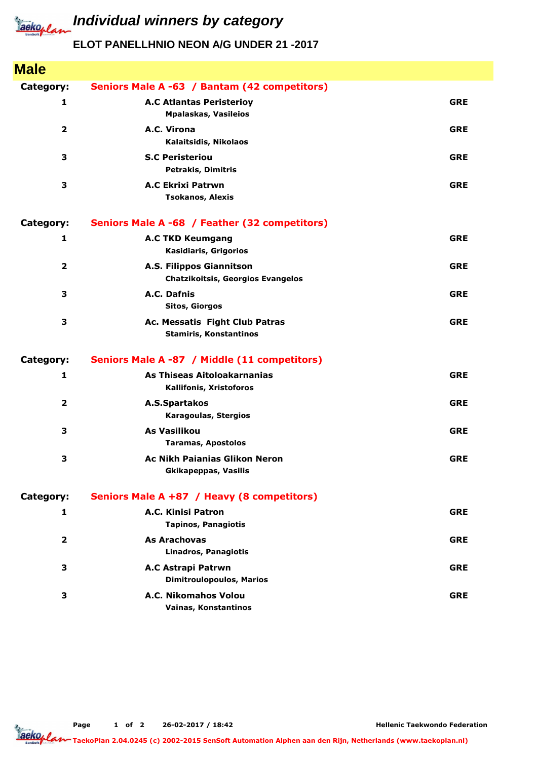# Individual winners by category

## ELOT PANELLHNIO NEON A/G UNDER 21 -2017

## Male

**Category:** Seniors Male A -63 / Bantam (42 competitors)

| Place | Club / Name | Country |
|---|---|---|
| 1 | **A.C Atlantas Peristerioy**<br>Mpalaskas, Vasileios | GRE |
| 2 | **A.C. Virona**<br>Kalaitsidis, Nikolaos | GRE |
| 3 | **S.C Peristeriou**<br>Petrakis, Dimitris | GRE |
| 3 | **A.C Ekrixi Patrwn**<br>Tsokanos, Alexis | GRE |

**Category:** Seniors Male A -68 / Feather (32 competitors)

| Place | Club / Name | Country |
|---|---|---|
| 1 | **A.C TKD Keumgang**<br>Kasidiaris, Grigorios | GRE |
| 2 | **A.S. Filippos Giannitson**<br>Chatzikoitsis, Georgios Evangelos | GRE |
| 3 | **A.C. Dafnis**<br>Sitos, Giorgos | GRE |
| 3 | **Ac. Messatis Fight Club Patras**<br>Stamiris, Konstantinos | GRE |

**Category:** Seniors Male A -87 / Middle (11 competitors)

| Place | Club / Name | Country |
|---|---|---|
| 1 | **As Thiseas Aitoloakarnanias**<br>Kallifonis, Xristoforos | GRE |
| 2 | **A.S.Spartakos**<br>Karagoulas, Stergios | GRE |
| 3 | **As Vasilikou**<br>Taramas, Apostolos | GRE |
| 3 | **Ac Nikh Paianias Glikon Neron**<br>Gkikapeppas, Vasilis | GRE |

**Category:** Seniors Male A +87 / Heavy (8 competitors)

| Place | Club / Name | Country |
|---|---|---|
| 1 | **A.C. Kinisi Patron**<br>Tapinos, Panagiotis | GRE |
| 2 | **As Arachovas**<br>Linadros, Panagiotis | GRE |
| 3 | **A.C Astrapi Patrwn**<br>Dimitroulopoulos, Marios | GRE |
| 3 | **A.C. Nikomahos Volou**<br>Vainas, Konstantinos | GRE |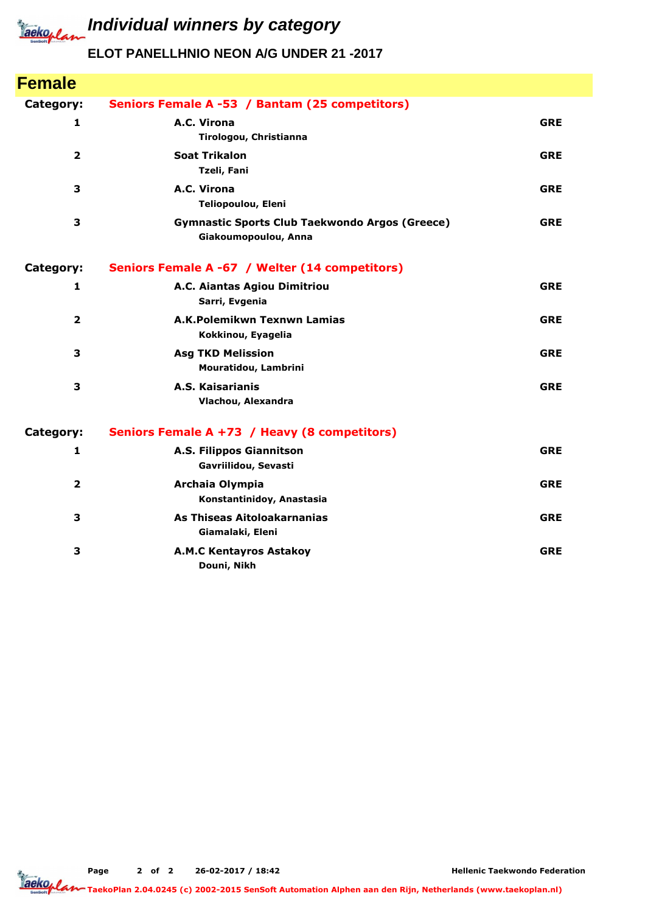# Individual winners by category

## ELOT PANELLHNIO NEON A/G UNDER 21 -2017

## Female

**Category:** Seniors Female A -53 / Bantam (25 competitors)

| | | |
|---|---|---|
| 1 | **A.C. Virona**<br>Tirologou, Christianna | GRE |
| 2 | **Soat Trikalon**<br>Tzeli, Fani | GRE |
| 3 | **A.C. Virona**<br>Teliopoulou, Eleni | GRE |
| 3 | **Gymnastic Sports Club Taekwondo Argos (Greece)**<br>Giakoumopoulou, Anna | GRE |

**Category:** Seniors Female A -67 / Welter (14 competitors)

| | | |
|---|---|---|
| 1 | **A.C. Aiantas Agiou Dimitriou**<br>Sarri, Evgenia | GRE |
| 2 | **A.K.Polemikwn Texnwn Lamias**<br>Kokkinou, Eyagelia | GRE |
| 3 | **Asg TKD Melission**<br>Mouratidou, Lambrini | GRE |
| 3 | **A.S. Kaisarianis**<br>Vlachou, Alexandra | GRE |

**Category:** Seniors Female A +73 / Heavy (8 competitors)

| | | |
|---|---|---|
| 1 | **A.S. Filippos Giannitson**<br>Gavriilidou, Sevasti | GRE |
| 2 | **Archaia Olympia**<br>Konstantinidoy, Anastasia | GRE |
| 3 | **As Thiseas Aitoloakarnanias**<br>Giamalaki, Eleni | GRE |
| 3 | **A.M.C Kentayros Astakoy**<br>Douni, Nikh | GRE |